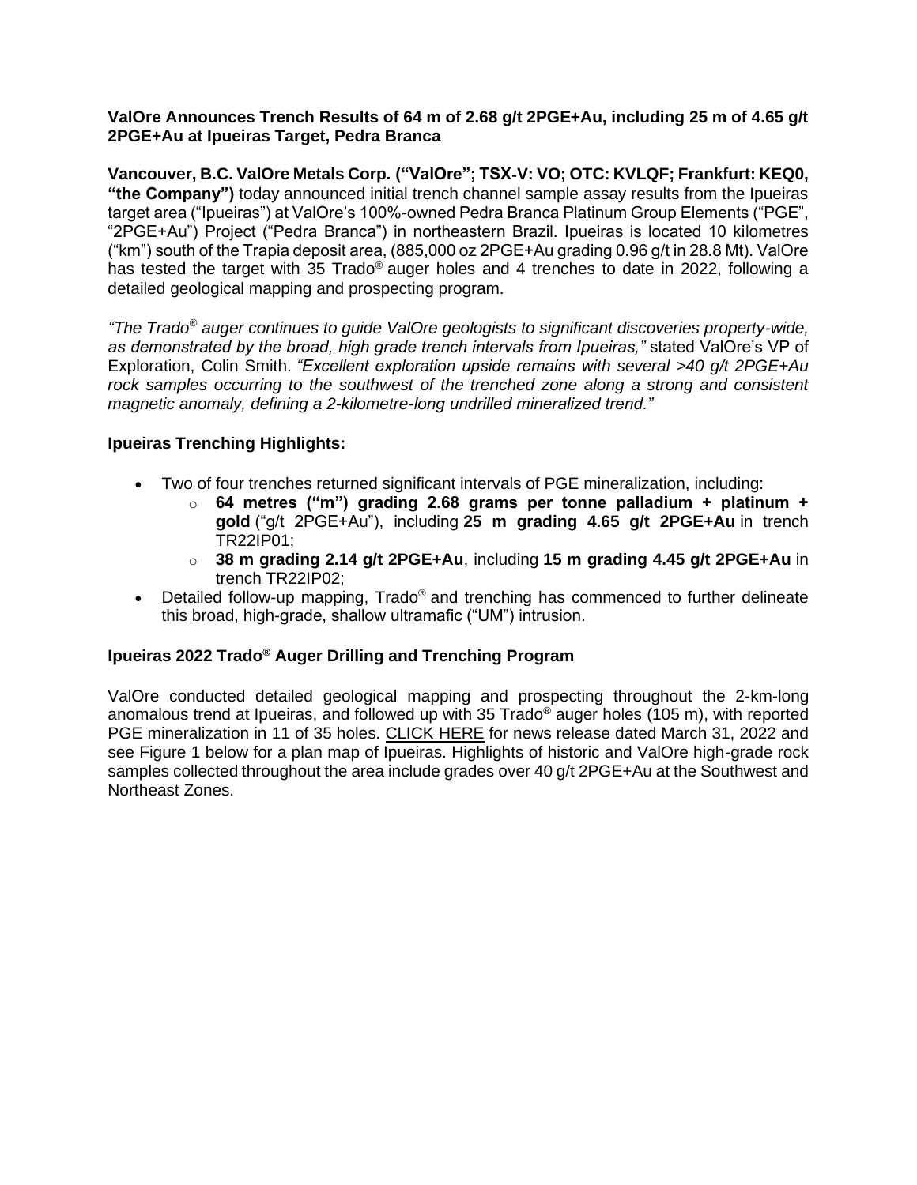# ValOre Announces Trench Results of 64 m of 2.68 g/t 2PGE+Au, including 25 m of 4.65 g/t 2PGE+Au at Ipueiras Target, Pedra Branca

**Vancouver, B.C. ValOre Metals Corp. ("ValOre"; TSX-V: VO; OTC: KVLQF; Frankfurt: KEQ0, "the Company")** today announced initial trench channel sample assay results from the Ipueiras target area ("Ipueiras") at ValOre's 100%-owned Pedra Branca Platinum Group Elements ("PGE", "2PGE+Au") Project ("Pedra Branca") in northeastern Brazil. Ipueiras is located 10 kilometres ("km") south of the Trapia deposit area, (885,000 oz 2PGE+Au grading 0.96 g/t in 28.8 Mt). ValOre has tested the target with 35 Trado® auger holes and 4 trenches to date in 2022, following a detailed geological mapping and prospecting program.

*"The Trado® auger continues to guide ValOre geologists to significant discoveries property-wide, as demonstrated by the broad, high grade trench intervals from Ipueiras,"* stated ValOre's VP of Exploration, Colin Smith. *"Excellent exploration upside remains with several >40 g/t 2PGE+Au rock samples occurring to the southwest of the trenched zone along a strong and consistent magnetic anomaly, defining a 2-kilometre-long undrilled mineralized trend."*

## Ipueiras Trenching Highlights:

- Two of four trenches returned significant intervals of PGE mineralization, including:
  - **64 metres ("m") grading 2.68 grams per tonne palladium + platinum + gold** ("g/t 2PGE+Au"), including **25 m grading 4.65 g/t 2PGE+Au** in trench TR22IP01;
  - **38 m grading 2.14 g/t 2PGE+Au**, including **15 m grading 4.45 g/t 2PGE+Au** in trench TR22IP02;
- Detailed follow-up mapping, Trado® and trenching has commenced to further delineate this broad, high-grade, shallow ultramafic ("UM") intrusion.

## Ipueiras 2022 Trado® Auger Drilling and Trenching Program

ValOre conducted detailed geological mapping and prospecting throughout the 2-km-long anomalous trend at Ipueiras, and followed up with 35 Trado® auger holes (105 m), with reported PGE mineralization in 11 of 35 holes. CLICK HERE for news release dated March 31, 2022 and see Figure 1 below for a plan map of Ipueiras. Highlights of historic and ValOre high-grade rock samples collected throughout the area include grades over 40 g/t 2PGE+Au at the Southwest and Northeast Zones.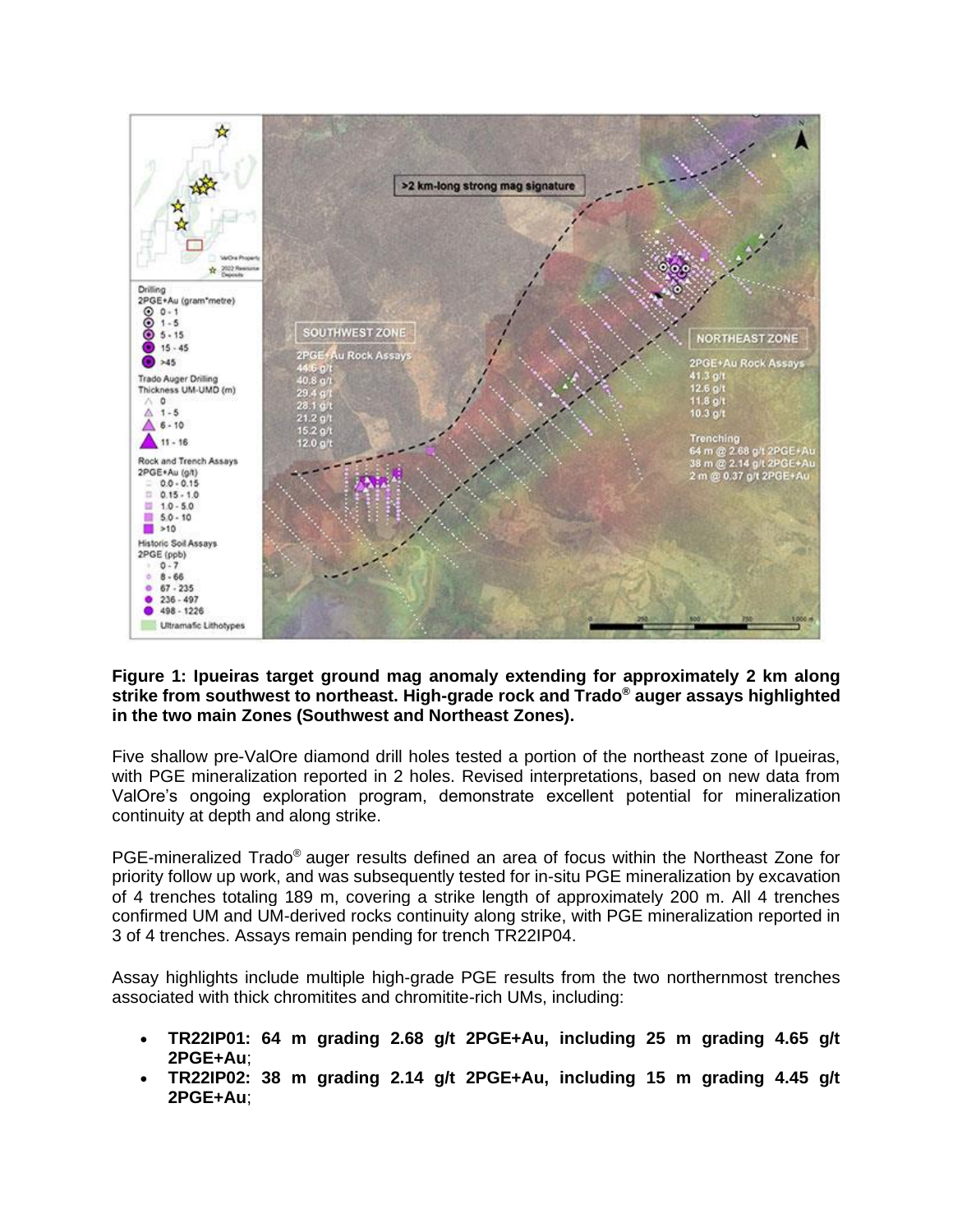**Figure 1: Ipueiras target ground mag anomaly extending for approximately 2 km along strike from southwest to northeast. High-grade rock and Trado® auger assays highlighted in the two main Zones (Southwest and Northeast Zones).**

Five shallow pre-ValOre diamond drill holes tested a portion of the northeast zone of Ipueiras, with PGE mineralization reported in 2 holes. Revised interpretations, based on new data from ValOre's ongoing exploration program, demonstrate excellent potential for mineralization continuity at depth and along strike.

PGE-mineralized Trado® auger results defined an area of focus within the Northeast Zone for priority follow up work, and was subsequently tested for in-situ PGE mineralization by excavation of 4 trenches totaling 189 m, covering a strike length of approximately 200 m. All 4 trenches confirmed UM and UM-derived rocks continuity along strike, with PGE mineralization reported in 3 of 4 trenches. Assays remain pending for trench TR22IP04.

Assay highlights include multiple high-grade PGE results from the two northernmost trenches associated with thick chromitites and chromitite-rich UMs, including:

- **TR22IP01: 64 m grading 2.68 g/t 2PGE+Au, including 25 m grading 4.65 g/t 2PGE+Au**;
- **TR22IP02: 38 m grading 2.14 g/t 2PGE+Au, including 15 m grading 4.45 g/t 2PGE+Au**;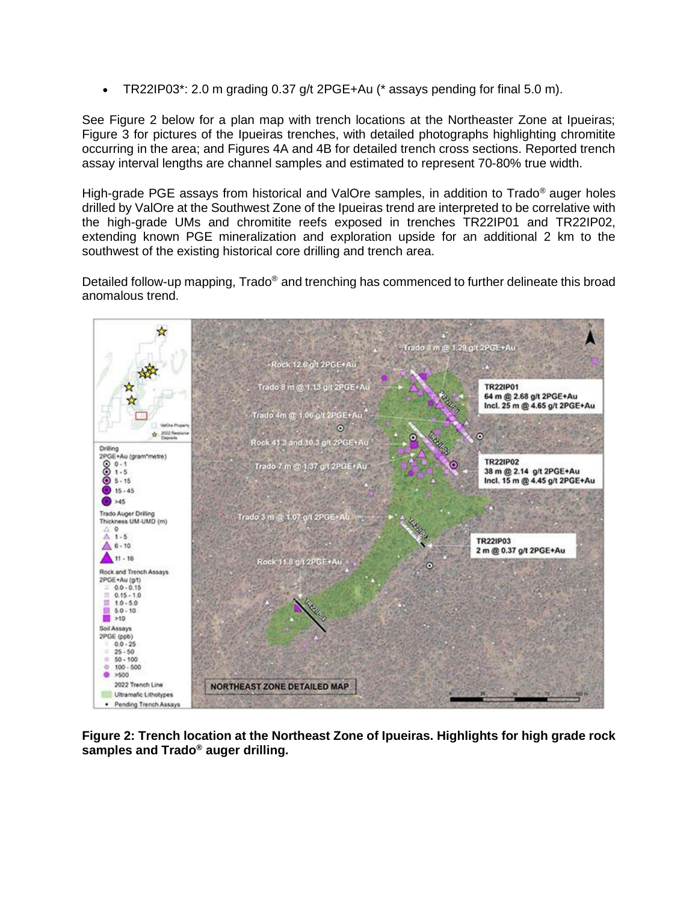- TR22IP03*: 2.0 m grading 0.37 g/t 2PGE+Au (* assays pending for final 5.0 m).

See Figure 2 below for a plan map with trench locations at the Northeaster Zone at Ipueiras; Figure 3 for pictures of the Ipueiras trenches, with detailed photographs highlighting chromitite occurring in the area; and Figures 4A and 4B for detailed trench cross sections. Reported trench assay interval lengths are channel samples and estimated to represent 70-80% true width.

High-grade PGE assays from historical and ValOre samples, in addition to Trado® auger holes drilled by ValOre at the Southwest Zone of the Ipueiras trend are interpreted to be correlative with the high-grade UMs and chromitite reefs exposed in trenches TR22IP01 and TR22IP02, extending known PGE mineralization and exploration upside for an additional 2 km to the southwest of the existing historical core drilling and trench area.

Detailed follow-up mapping, Trado® and trenching has commenced to further delineate this broad anomalous trend.

**Figure 2: Trench location at the Northeast Zone of Ipueiras. Highlights for high grade rock samples and Trado® auger drilling.**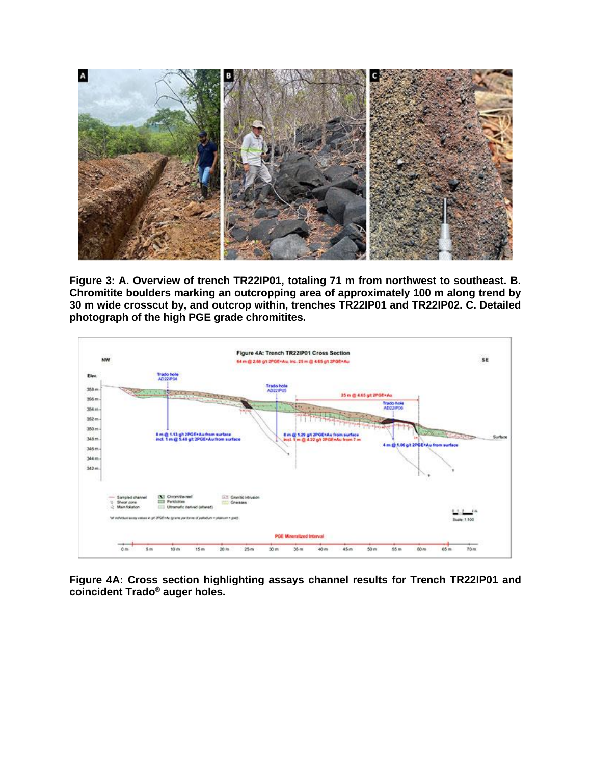**Figure 3: A. Overview of trench TR22IP01, totaling 71 m from northwest to southeast. B. Chromitite boulders marking an outcropping area of approximately 100 m along trend by 30 m wide crosscut by, and outcrop within, trenches TR22IP01 and TR22IP02. C. Detailed photograph of the high PGE grade chromitites.**

**Figure 4A: Cross section highlighting assays channel results for Trench TR22IP01 and coincident Trado® auger holes.**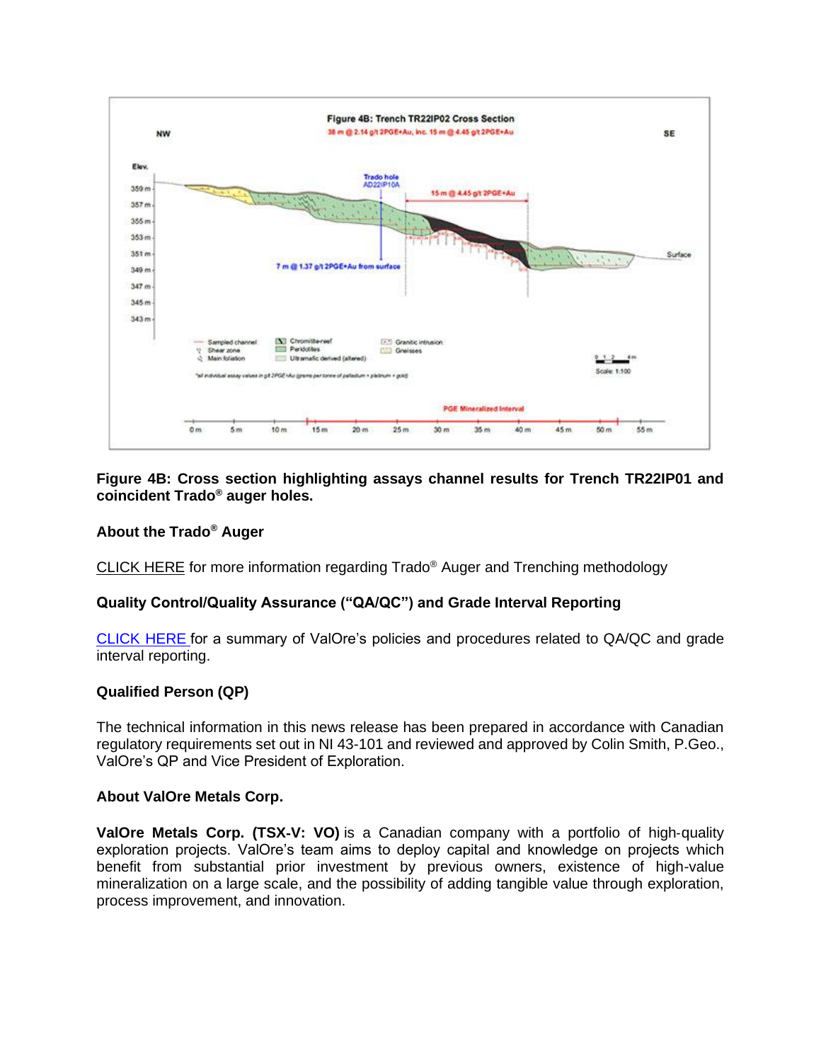**Figure 4B: Cross section highlighting assays channel results for Trench TR22IP01 and coincident Trado® auger holes.**

### About the Trado® Auger

CLICK HERE for more information regarding Trado® Auger and Trenching methodology

### Quality Control/Quality Assurance ("QA/QC") and Grade Interval Reporting

CLICK HERE for a summary of ValOre's policies and procedures related to QA/QC and grade interval reporting.

### Qualified Person (QP)

The technical information in this news release has been prepared in accordance with Canadian regulatory requirements set out in NI 43-101 and reviewed and approved by Colin Smith, P.Geo., ValOre's QP and Vice President of Exploration.

### About ValOre Metals Corp.

**ValOre Metals Corp. (TSX-V: VO)** is a Canadian company with a portfolio of high-quality exploration projects. ValOre's team aims to deploy capital and knowledge on projects which benefit from substantial prior investment by previous owners, existence of high-value mineralization on a large scale, and the possibility of adding tangible value through exploration, process improvement, and innovation.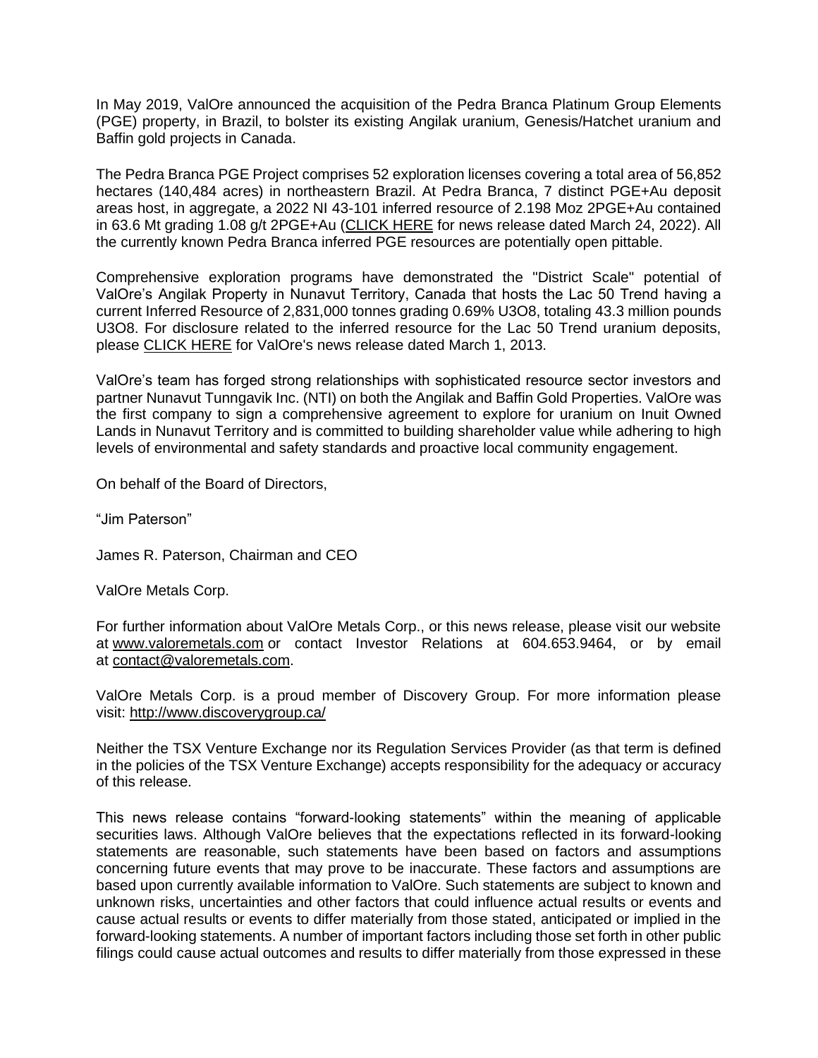In May 2019, ValOre announced the acquisition of the Pedra Branca Platinum Group Elements (PGE) property, in Brazil, to bolster its existing Angilak uranium, Genesis/Hatchet uranium and Baffin gold projects in Canada.

The Pedra Branca PGE Project comprises 52 exploration licenses covering a total area of 56,852 hectares (140,484 acres) in northeastern Brazil. At Pedra Branca, 7 distinct PGE+Au deposit areas host, in aggregate, a 2022 NI 43-101 inferred resource of 2.198 Moz 2PGE+Au contained in 63.6 Mt grading 1.08 g/t 2PGE+Au (CLICK HERE for news release dated March 24, 2022). All the currently known Pedra Branca inferred PGE resources are potentially open pittable.

Comprehensive exploration programs have demonstrated the "District Scale" potential of ValOre's Angilak Property in Nunavut Territory, Canada that hosts the Lac 50 Trend having a current Inferred Resource of 2,831,000 tonnes grading 0.69% $U_3O_8$, totaling 43.3 million pounds $U_3O_8$. For disclosure related to the inferred resource for the Lac 50 Trend uranium deposits, please CLICK HERE for ValOre's news release dated March 1, 2013.

ValOre's team has forged strong relationships with sophisticated resource sector investors and partner Nunavut Tunngavik Inc. (NTI) on both the Angilak and Baffin Gold Properties. ValOre was the first company to sign a comprehensive agreement to explore for uranium on Inuit Owned Lands in Nunavut Territory and is committed to building shareholder value while adhering to high levels of environmental and safety standards and proactive local community engagement.

On behalf of the Board of Directors,

"Jim Paterson"

James R. Paterson, Chairman and CEO

ValOre Metals Corp.

For further information about ValOre Metals Corp., or this news release, please visit our website at www.valoremetals.com or contact Investor Relations at 604.653.9464, or by email at contact@valoremetals.com.

ValOre Metals Corp. is a proud member of Discovery Group. For more information please visit: http://www.discoverygroup.ca/

Neither the TSX Venture Exchange nor its Regulation Services Provider (as that term is defined in the policies of the TSX Venture Exchange) accepts responsibility for the adequacy or accuracy of this release.

This news release contains "forward-looking statements" within the meaning of applicable securities laws. Although ValOre believes that the expectations reflected in its forward-looking statements are reasonable, such statements have been based on factors and assumptions concerning future events that may prove to be inaccurate. These factors and assumptions are based upon currently available information to ValOre. Such statements are subject to known and unknown risks, uncertainties and other factors that could influence actual results or events and cause actual results or events to differ materially from those stated, anticipated or implied in the forward-looking statements. A number of important factors including those set forth in other public filings could cause actual outcomes and results to differ materially from those expressed in these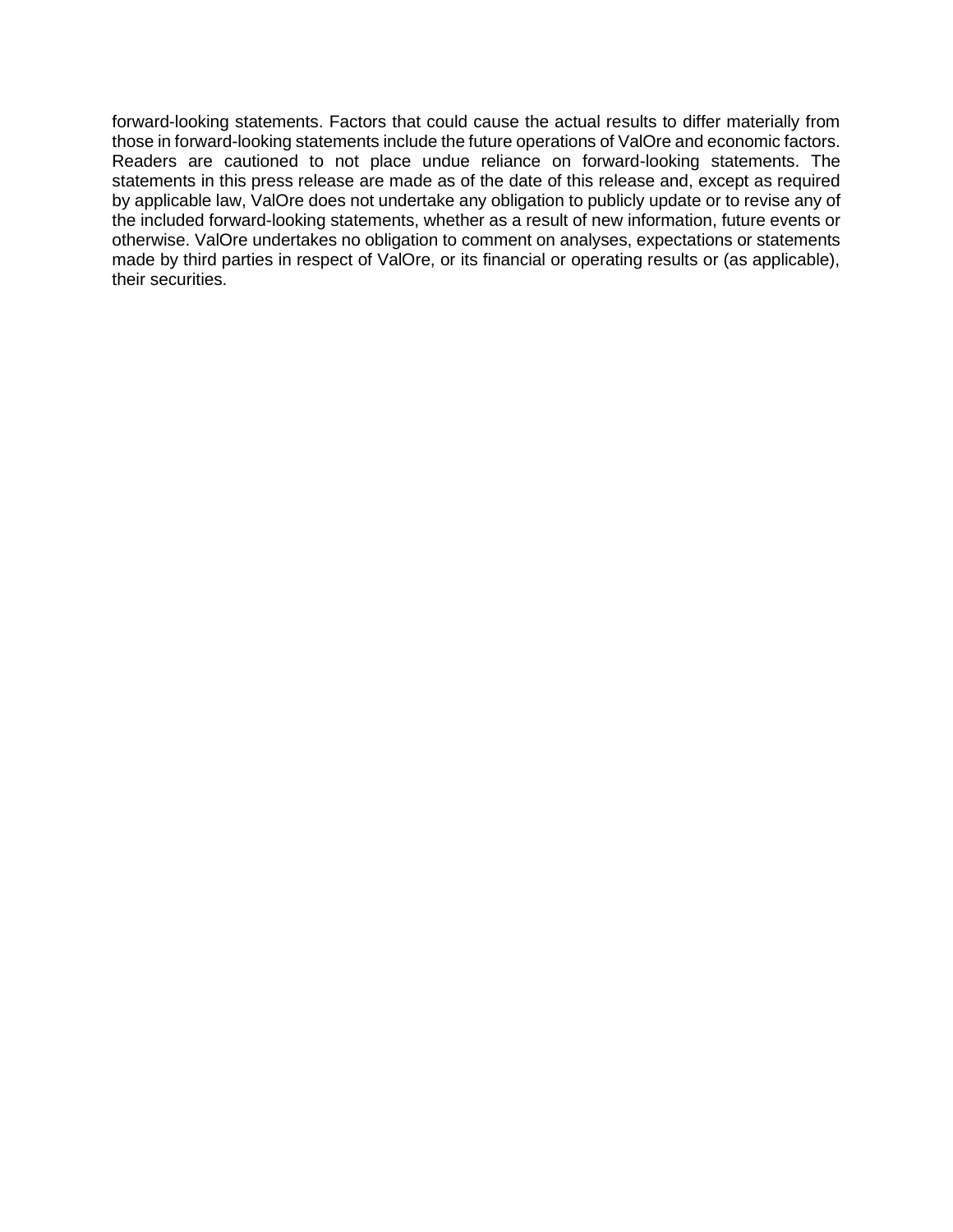forward-looking statements. Factors that could cause the actual results to differ materially from those in forward-looking statements include the future operations of ValOre and economic factors. Readers are cautioned to not place undue reliance on forward-looking statements. The statements in this press release are made as of the date of this release and, except as required by applicable law, ValOre does not undertake any obligation to publicly update or to revise any of the included forward-looking statements, whether as a result of new information, future events or otherwise. ValOre undertakes no obligation to comment on analyses, expectations or statements made by third parties in respect of ValOre, or its financial or operating results or (as applicable), their securities.